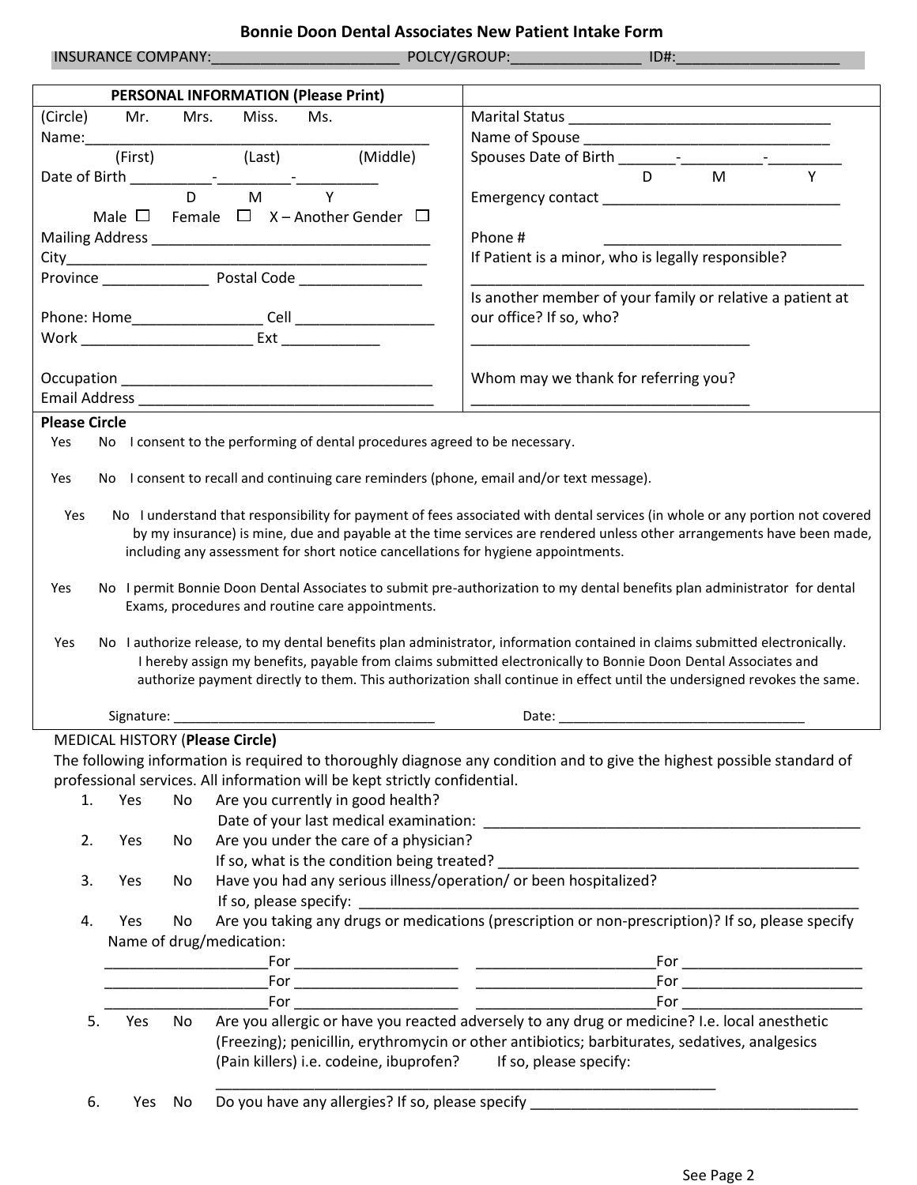# Bonnie Doon Dental Associates New Patient Intake Form

INSURANCE COMPANY:______________________ POLCY/GROUP:_______________ ID#:___________________

| PERSONAL INFORMATION (Please Print) | |
|---|---|
| (Circle) Mr. Mrs. Miss. Ms. | Marital Status ________________________________ |
| Name:__________________________________________ | Name of Spouse _______________________________ |
| (First) (Last) (Middle) | Spouses Date of Birth _______-__________-_________ |
| Date of Birth __________-_________-__________ | D M Y |
| D M Y | Emergency contact _____________________________ |
| Male ☐ Female ☐ X – Another Gender ☐ | |
| Mailing Address __________________________________ | Phone # _____________________________ |
| City_____________________________________________ | If Patient is a minor, who is legally responsible? |
| Province _____________ Postal Code _______________ | __________________________________________________ |
| | Is another member of your family or relative a patient at our office? If so, who? |
| Phone: Home________________ Cell _________________ | |
| Work _____________________ Ext ____________ | __________________________________ |
| Occupation ______________________________________ | Whom may we thank for referring you? |
| Email Address ____________________________________ | __________________________________ |

**Please Circle**

Yes No I consent to the performing of dental procedures agreed to be necessary.

Yes No I consent to recall and continuing care reminders (phone, email and/or text message).

Yes No I understand that responsibility for payment of fees associated with dental services (in whole or any portion not covered by my insurance) is mine, due and payable at the time services are rendered unless other arrangements have been made, including any assessment for short notice cancellations for hygiene appointments.

Yes No I permit Bonnie Doon Dental Associates to submit pre-authorization to my dental benefits plan administrator for dental Exams, procedures and routine care appointments.

Yes No I authorize release, to my dental benefits plan administrator, information contained in claims submitted electronically. I hereby assign my benefits, payable from claims submitted electronically to Bonnie Doon Dental Associates and authorize payment directly to them. This authorization shall continue in effect until the undersigned revokes the same.

Signature: ___________________________________ Date: _________________________________

MEDICAL HISTORY (**Please Circle)**

The following information is required to thoroughly diagnose any condition and to give the highest possible standard of professional services. All information will be kept strictly confidential.

1. Yes No Are you currently in good health?
   Date of your last medical examination: _______________________________________________
2. Yes No Are you under the care of a physician?
   If so, what is the condition being treated? ____________________________________________
3. Yes No Have you had any serious illness/operation/ or been hospitalized?
   If so, please specify: _________________________________________________________________
4. Yes No Are you taking any drugs or medications (prescription or non-prescription)? If so, please specify
   Name of drug/medication:
   ____________________For ____________________ ______________________For ______________________
   ____________________For ____________________ ______________________For ______________________
   ____________________For ____________________ ______________________For ______________________
5. Yes No Are you allergic or have you reacted adversely to any drug or medicine? I.e. local anesthetic (Freezing); penicillin, erythromycin or other antibiotics; barbiturates, sedatives, analgesics (Pain killers) i.e. codeine, ibuprofen? If so, please specify:
   _______________________________________________________________
6. Yes No Do you have any allergies? If so, please specify ________________________________________

See Page 2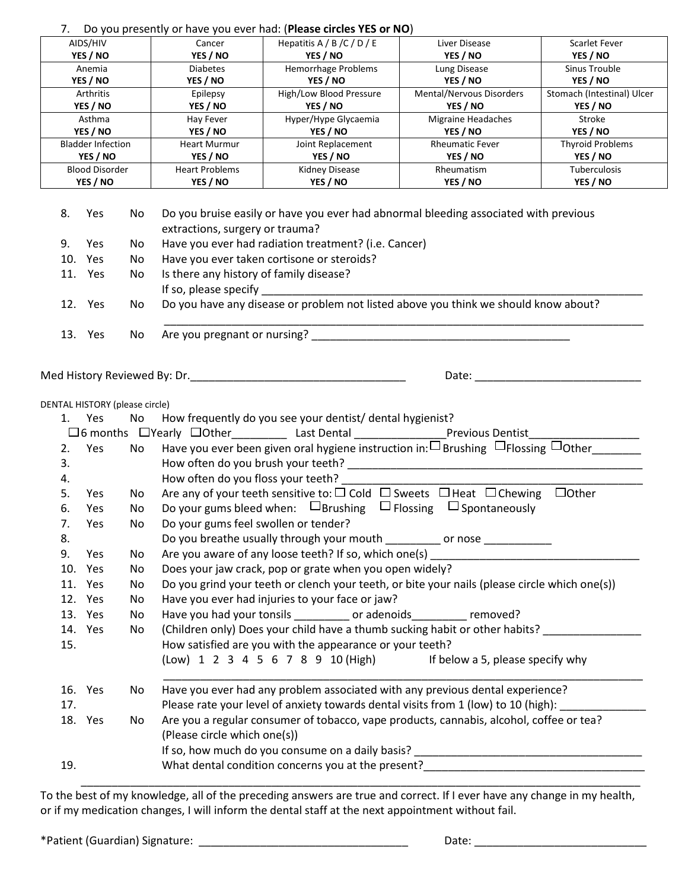7. Do you presently or have you ever had: (**Please circles YES or NO**)

| | | | | |
|---|---|---|---|---|
| AIDS/HIV **YES / NO** | Cancer **YES / NO** | Hepatitis A / B /C / D / E **YES / NO** | Liver Disease **YES / NO** | Scarlet Fever **YES / NO** |
| Anemia **YES / NO** | Diabetes **YES / NO** | Hemorrhage Problems **YES / NO** | Lung Disease **YES / NO** | Sinus Trouble **YES / NO** |
| Arthritis **YES / NO** | Epilepsy **YES / NO** | High/Low Blood Pressure **YES / NO** | Mental/Nervous Disorders **YES / NO** | Stomach (Intestinal) Ulcer **YES / NO** |
| Asthma **YES / NO** | Hay Fever **YES / NO** | Hyper/Hype Glycaemia **YES / NO** | Migraine Headaches **YES / NO** | Stroke **YES / NO** |
| Bladder Infection **YES / NO** | Heart Murmur **YES / NO** | Joint Replacement **YES / NO** | Rheumatic Fever **YES / NO** | Thyroid Problems **YES / NO** |
| Blood Disorder **YES / NO** | Heart Problems **YES / NO** | Kidney Disease **YES / NO** | Rheumatism **YES / NO** | Tuberculosis **YES / NO** |

8. Yes No Do you bruise easily or have you ever had abnormal bleeding associated with previous extractions, surgery or trauma?
9. Yes No Have you ever had radiation treatment? (i.e. Cancer)
10. Yes No Have you ever taken cortisone or steroids?
11. Yes No Is there any history of family disease?
    If so, please specify ____________________________________________
12. Yes No Do you have any disease or problem not listed above you think we should know about?
    ____________________________________________
13. Yes No Are you pregnant or nursing? ____________________________

Med History Reviewed By: Dr.________________________ Date: ____________________

DENTAL HISTORY (please circle)

1. Yes No How frequently do you see your dentist/ dental hygienist?
   ☐6 months ☐Yearly ☐Other_________ Last Dental _______________Previous Dentist__________________
2. Yes No Have you ever been given oral hygiene instruction in: ☐ Brushing ☐Flossing ☐Other________
3. How often do you brush your teeth? ____________________________________________
4. How often do you floss your teeth? ____________________________________________
5. Yes No Are any of your teeth sensitive to: ☐ Cold ☐ Sweets ☐Heat ☐Chewing ☐Other
6. Yes No Do your gums bleed when: ☐Brushing ☐ Flossing ☐ Spontaneously
7. Yes No Do your gums feel swollen or tender?
8. Do you breathe usually through your mouth _________ or nose ___________
9. Yes No Are you aware of any loose teeth? If so, which one(s) ______________________________
10. Yes No Does your jaw crack, pop or grate when you open widely?
11. Yes No Do you grind your teeth or clench your teeth, or bite your nails (please circle which one(s))
12. Yes No Have you ever had injuries to your face or jaw?
13. Yes No Have you had your tonsils _________ or adenoids_________ removed?
14. Yes No (Children only) Does your child have a thumb sucking habit or other habits? ________________
15. How satisfied are you with the appearance or your teeth?
    (Low) 1 2 3 4 5 6 7 8 9 10 (High) If below a 5, please specify why
    ____________________________________________
16. Yes No Have you ever had any problem associated with any previous dental experience?
17. Please rate your level of anxiety towards dental visits from 1 (low) to 10 (high): ______________
18. Yes No Are you a regular consumer of tobacco, vape products, cannabis, alcohol, coffee or tea? (Please circle which one(s))
    If so, how much do you consume on a daily basis? ______________________________
19. What dental condition concerns you at the present?______________________________
    ____________________________________________

To the best of my knowledge, all of the preceding answers are true and correct. If I ever have any change in my health, or if my medication changes, I will inform the dental staff at the next appointment without fail.

*Patient (Guardian) Signature: ______________________________ Date: ________________________